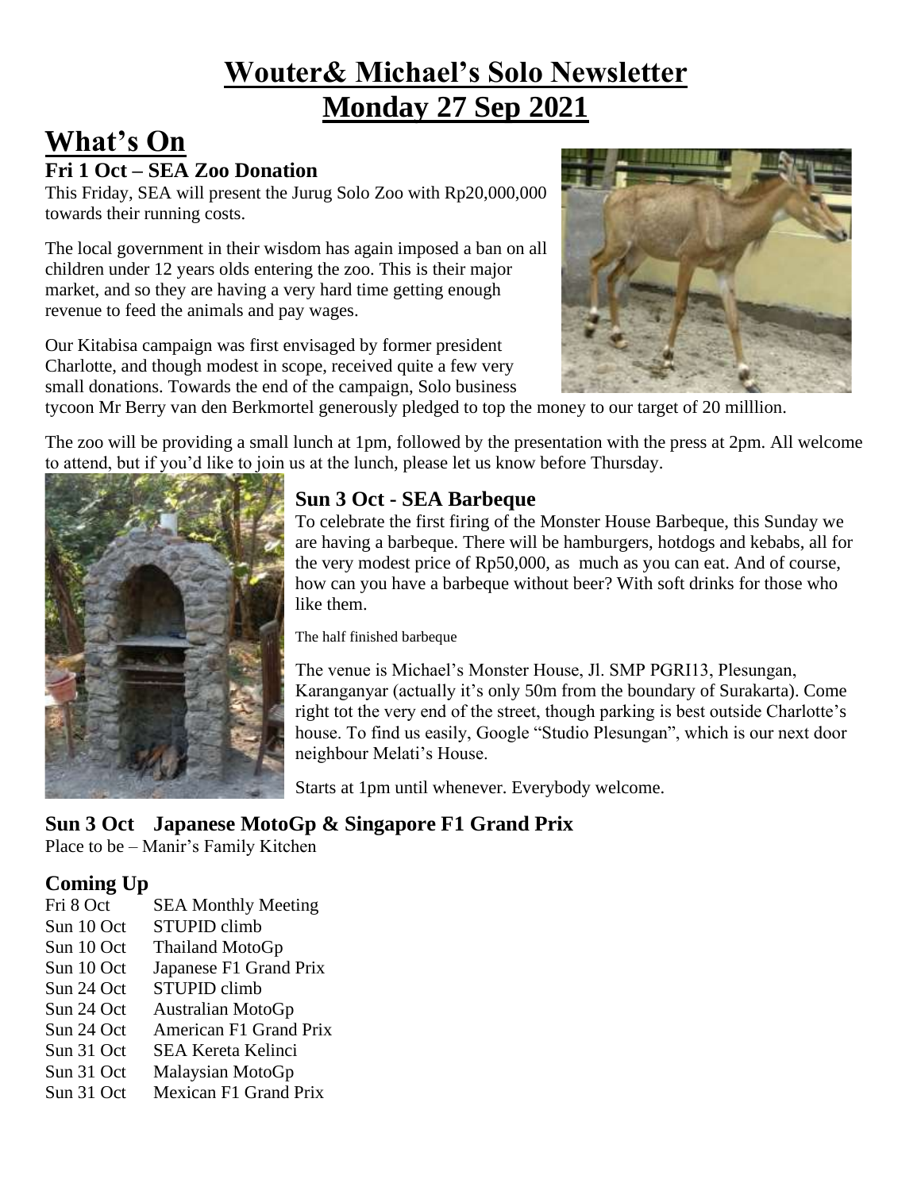# Wouter& Michael's Solo Newsletter
# Monday 27 Sep 2021

## What's On

### Fri 1 Oct – SEA Zoo Donation

This Friday, SEA will present the Jurug Solo Zoo with Rp20,000,000 towards their running costs.

The local government in their wisdom has again imposed a ban on all children under 12 years olds entering the zoo. This is their major market, and so they are having a very hard time getting enough revenue to feed the animals and pay wages.

Our Kitabisa campaign was first envisaged by former president Charlotte, and though modest in scope, received quite a few very small donations. Towards the end of the campaign, Solo business tycoon Mr Berry van den Berkmortel generously pledged to top the money to our target of 20 milllion.

The zoo will be providing a small lunch at 1pm, followed by the presentation with the press at 2pm. All welcome to attend, but if you'd like to join us at the lunch, please let us know before Thursday.

### Sun 3 Oct - SEA Barbeque

To celebrate the first firing of the Monster House Barbeque, this Sunday we are having a barbeque. There will be hamburgers, hotdogs and kebabs, all for the very modest price of Rp50,000, as much as you can eat. And of course, how can you have a barbeque without beer? With soft drinks for those who like them.

The half finished barbeque

The venue is Michael's Monster House, Jl. SMP PGRI13, Plesungan, Karanganyar (actually it's only 50m from the boundary of Surakarta). Come right tot the very end of the street, though parking is best outside Charlotte's house. To find us easily, Google "Studio Plesungan", which is our next door neighbour Melati's House.

Starts at 1pm until whenever. Everybody welcome.

### Sun 3 Oct Japanese MotoGp & Singapore F1 Grand Prix

Place to be – Manir's Family Kitchen

### Coming Up

| | |
|---|---|
| Fri 8 Oct | SEA Monthly Meeting |
| Sun 10 Oct | STUPID climb |
| Sun 10 Oct | Thailand MotoGp |
| Sun 10 Oct | Japanese F1 Grand Prix |
| Sun 24 Oct | STUPID climb |
| Sun 24 Oct | Australian MotoGp |
| Sun 24 Oct | American F1 Grand Prix |
| Sun 31 Oct | SEA Kereta Kelinci |
| Sun 31 Oct | Malaysian MotoGp |
| Sun 31 Oct | Mexican F1 Grand Prix |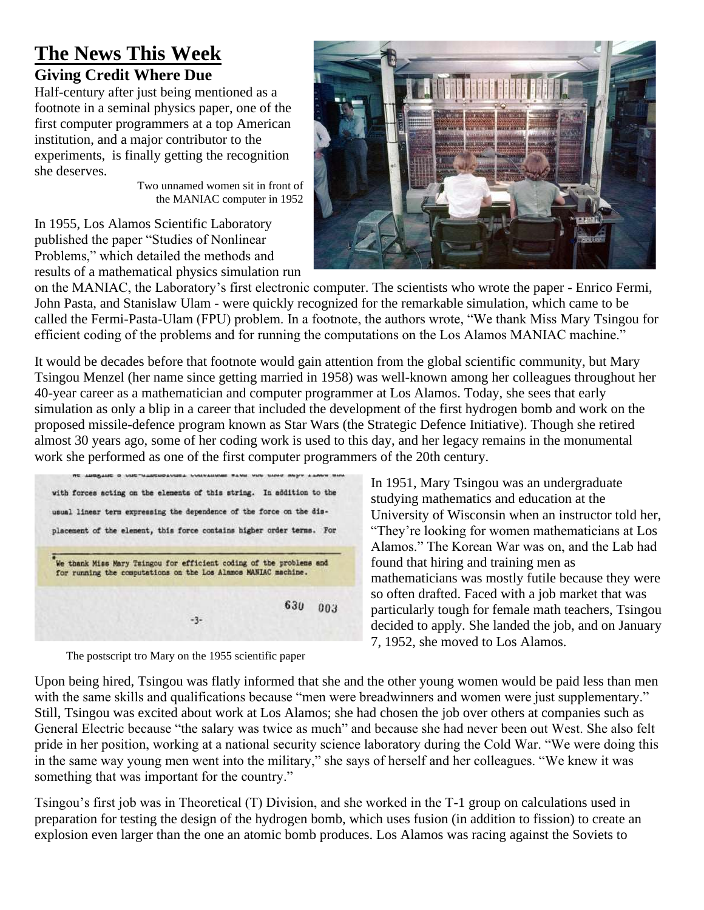# The News This Week

## Giving Credit Where Due

Half-century after just being mentioned as a footnote in a seminal physics paper, one of the first computer programmers at a top American institution, and a major contributor to the experiments, is finally getting the recognition she deserves.

Two unnamed women sit in front of the MANIAC computer in 1952

In 1955, Los Alamos Scientific Laboratory published the paper "Studies of Nonlinear Problems," which detailed the methods and results of a mathematical physics simulation run on the MANIAC, the Laboratory's first electronic computer. The scientists who wrote the paper - Enrico Fermi, John Pasta, and Stanislaw Ulam - were quickly recognized for the remarkable simulation, which came to be called the Fermi-Pasta-Ulam (FPU) problem. In a footnote, the authors wrote, "We thank Miss Mary Tsingou for efficient coding of the problems and for running the computations on the Los Alamos MANIAC machine."

It would be decades before that footnote would gain attention from the global scientific community, but Mary Tsingou Menzel (her name since getting married in 1958) was well-known among her colleagues throughout her 40-year career as a mathematician and computer programmer at Los Alamos. Today, she sees that early simulation as only a blip in a career that included the development of the first hydrogen bomb and work on the proposed missile-defence program known as Star Wars (the Strategic Defence Initiative). Though she retired almost 30 years ago, some of her coding work is used to this day, and her legacy remains in the monumental work she performed as one of the first computer programmers of the 20th century.

The postscript tro Mary on the 1955 scientific paper

In 1951, Mary Tsingou was an undergraduate studying mathematics and education at the University of Wisconsin when an instructor told her, "They're looking for women mathematicians at Los Alamos." The Korean War was on, and the Lab had found that hiring and training men as mathematicians was mostly futile because they were so often drafted. Faced with a job market that was particularly tough for female math teachers, Tsingou decided to apply. She landed the job, and on January 7, 1952, she moved to Los Alamos.

Upon being hired, Tsingou was flatly informed that she and the other young women would be paid less than men with the same skills and qualifications because "men were breadwinners and women were just supplementary." Still, Tsingou was excited about work at Los Alamos; she had chosen the job over others at companies such as General Electric because "the salary was twice as much" and because she had never been out West. She also felt pride in her position, working at a national security science laboratory during the Cold War. "We were doing this in the same way young men went into the military," she says of herself and her colleagues. "We knew it was something that was important for the country."

Tsingou's first job was in Theoretical (T) Division, and she worked in the T-1 group on calculations used in preparation for testing the design of the hydrogen bomb, which uses fusion (in addition to fission) to create an explosion even larger than the one an atomic bomb produces. Los Alamos was racing against the Soviets to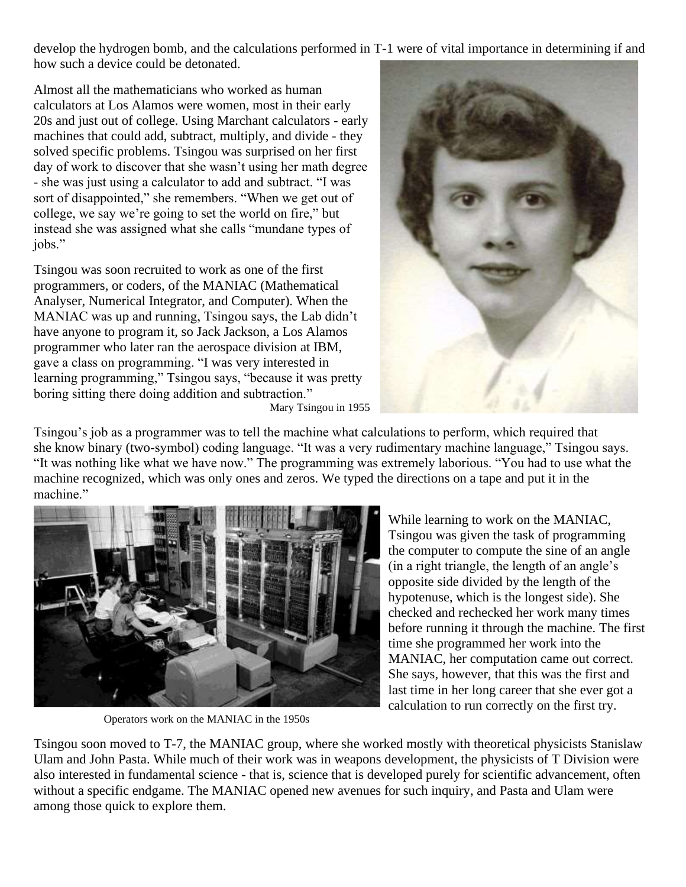develop the hydrogen bomb, and the calculations performed in T-1 were of vital importance in determining if and how such a device could be detonated.

Almost all the mathematicians who worked as human calculators at Los Alamos were women, most in their early 20s and just out of college. Using Marchant calculators - early machines that could add, subtract, multiply, and divide - they solved specific problems. Tsingou was surprised on her first day of work to discover that she wasn't using her math degree - she was just using a calculator to add and subtract. "I was sort of disappointed," she remembers. "When we get out of college, we say we're going to set the world on fire," but instead she was assigned what she calls "mundane types of jobs."

Tsingou was soon recruited to work as one of the first programmers, or coders, of the MANIAC (Mathematical Analyser, Numerical Integrator, and Computer). When the MANIAC was up and running, Tsingou says, the Lab didn't have anyone to program it, so Jack Jackson, a Los Alamos programmer who later ran the aerospace division at IBM, gave a class on programming. "I was very interested in learning programming," Tsingou says, "because it was pretty boring sitting there doing addition and subtraction."

Mary Tsingou in 1955

Tsingou's job as a programmer was to tell the machine what calculations to perform, which required that she know binary (two-symbol) coding language. "It was a very rudimentary machine language," Tsingou says. "It was nothing like what we have now." The programming was extremely laborious. "You had to use what the machine recognized, which was only ones and zeros. We typed the directions on a tape and put it in the machine."

Operators work on the MANIAC in the 1950s

While learning to work on the MANIAC, Tsingou was given the task of programming the computer to compute the sine of an angle (in a right triangle, the length of an angle's opposite side divided by the length of the hypotenuse, which is the longest side). She checked and rechecked her work many times before running it through the machine. The first time she programmed her work into the MANIAC, her computation came out correct. She says, however, that this was the first and last time in her long career that she ever got a calculation to run correctly on the first try.

Tsingou soon moved to T-7, the MANIAC group, where she worked mostly with theoretical physicists Stanislaw Ulam and John Pasta. While much of their work was in weapons development, the physicists of T Division were also interested in fundamental science - that is, science that is developed purely for scientific advancement, often without a specific endgame. The MANIAC opened new avenues for such inquiry, and Pasta and Ulam were among those quick to explore them.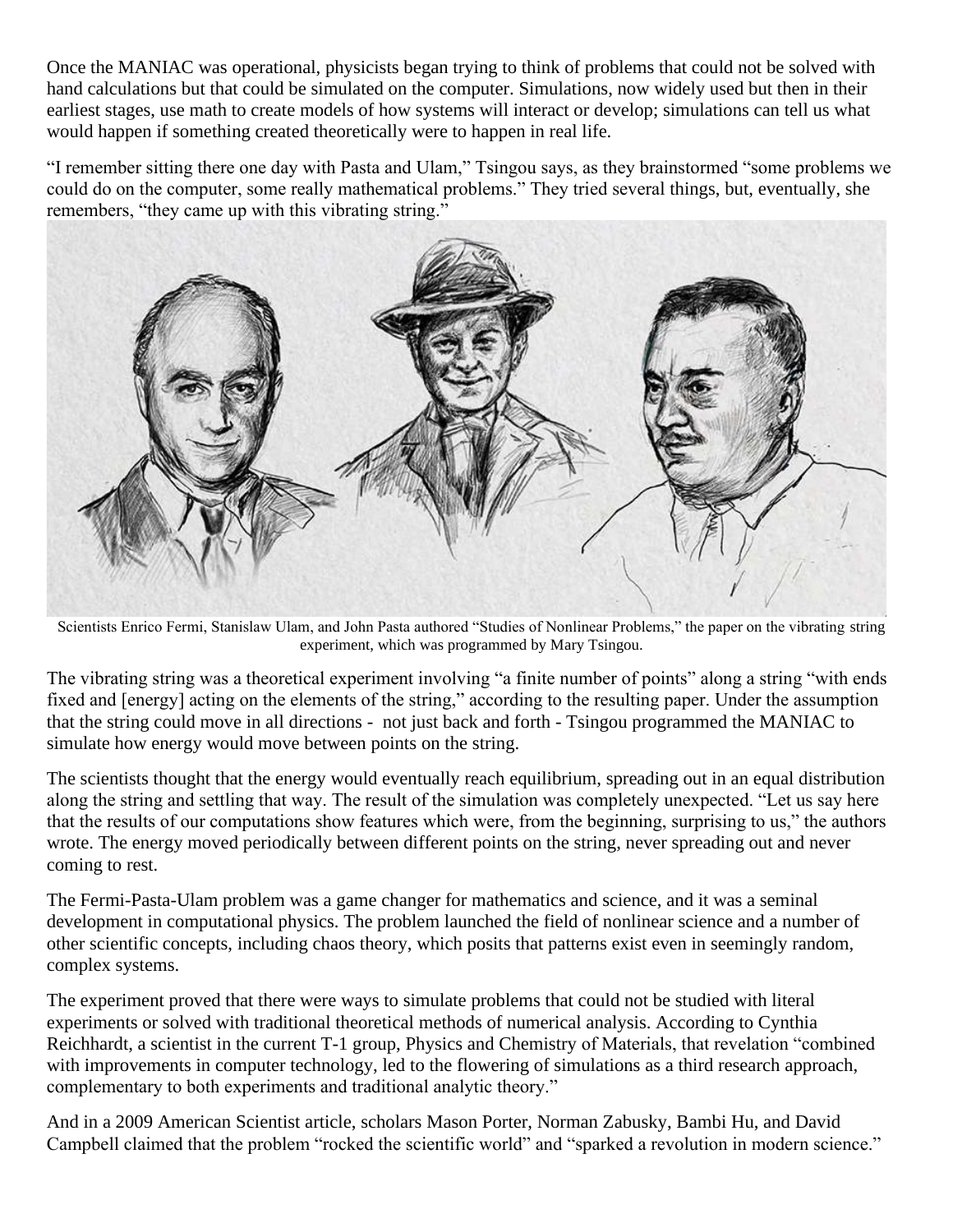Once the MANIAC was operational, physicists began trying to think of problems that could not be solved with hand calculations but that could be simulated on the computer. Simulations, now widely used but then in their earliest stages, use math to create models of how systems will interact or develop; simulations can tell us what would happen if something created theoretically were to happen in real life.

"I remember sitting there one day with Pasta and Ulam," Tsingou says, as they brainstormed "some problems we could do on the computer, some really mathematical problems." They tried several things, but, eventually, she remembers, "they came up with this vibrating string."

Scientists Enrico Fermi, Stanislaw Ulam, and John Pasta authored "Studies of Nonlinear Problems," the paper on the vibrating string experiment, which was programmed by Mary Tsingou.

The vibrating string was a theoretical experiment involving "a finite number of points" along a string "with ends fixed and [energy] acting on the elements of the string," according to the resulting paper. Under the assumption that the string could move in all directions - not just back and forth - Tsingou programmed the MANIAC to simulate how energy would move between points on the string.

The scientists thought that the energy would eventually reach equilibrium, spreading out in an equal distribution along the string and settling that way. The result of the simulation was completely unexpected. "Let us say here that the results of our computations show features which were, from the beginning, surprising to us," the authors wrote. The energy moved periodically between different points on the string, never spreading out and never coming to rest.

The Fermi-Pasta-Ulam problem was a game changer for mathematics and science, and it was a seminal development in computational physics. The problem launched the field of nonlinear science and a number of other scientific concepts, including chaos theory, which posits that patterns exist even in seemingly random, complex systems.

The experiment proved that there were ways to simulate problems that could not be studied with literal experiments or solved with traditional theoretical methods of numerical analysis. According to Cynthia Reichhardt, a scientist in the current T-1 group, Physics and Chemistry of Materials, that revelation "combined with improvements in computer technology, led to the flowering of simulations as a third research approach, complementary to both experiments and traditional analytic theory."

And in a 2009 American Scientist article, scholars Mason Porter, Norman Zabusky, Bambi Hu, and David Campbell claimed that the problem "rocked the scientific world" and "sparked a revolution in modern science."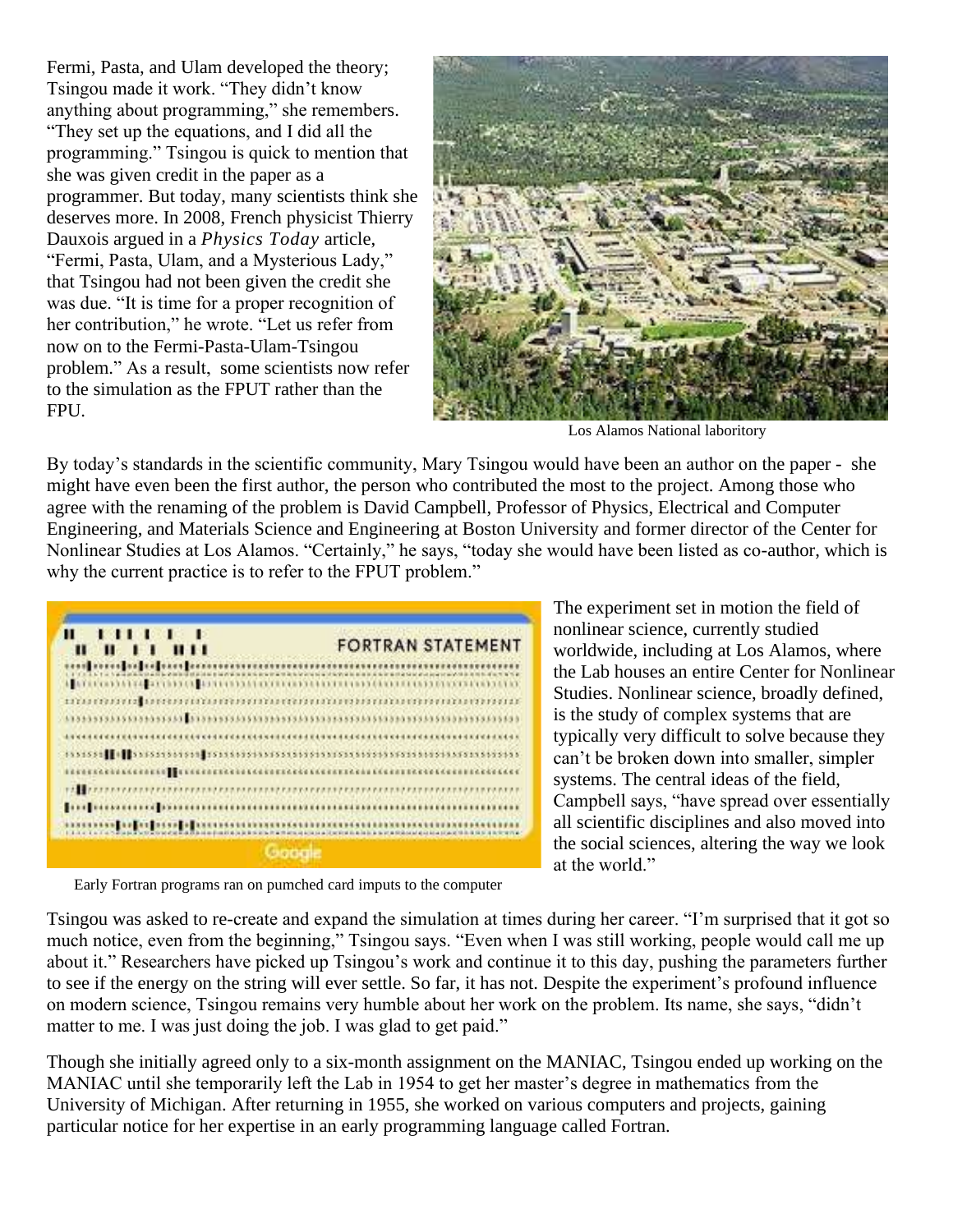Fermi, Pasta, and Ulam developed the theory; Tsingou made it work. "They didn't know anything about programming," she remembers. "They set up the equations, and I did all the programming." Tsingou is quick to mention that she was given credit in the paper as a programmer. But today, many scientists think she deserves more. In 2008, French physicist Thierry Dauxois argued in a *Physics Today* article, "Fermi, Pasta, Ulam, and a Mysterious Lady," that Tsingou had not been given the credit she was due. "It is time for a proper recognition of her contribution," he wrote. "Let us refer from now on to the Fermi-Pasta-Ulam-Tsingou problem." As a result, some scientists now refer to the simulation as the FPUT rather than the FPU.

Los Alamos National laboritory

By today's standards in the scientific community, Mary Tsingou would have been an author on the paper - she might have even been the first author, the person who contributed the most to the project. Among those who agree with the renaming of the problem is David Campbell, Professor of Physics, Electrical and Computer Engineering, and Materials Science and Engineering at Boston University and former director of the Center for Nonlinear Studies at Los Alamos. "Certainly," he says, "today she would have been listed as co-author, which is why the current practice is to refer to the FPUT problem."

The experiment set in motion the field of nonlinear science, currently studied worldwide, including at Los Alamos, where the Lab houses an entire Center for Nonlinear Studies. Nonlinear science, broadly defined, is the study of complex systems that are typically very difficult to solve because they can't be broken down into smaller, simpler systems. The central ideas of the field, Campbell says, "have spread over essentially all scientific disciplines and also moved into the social sciences, altering the way we look at the world."

Early Fortran programs ran on pumched card imputs to the computer

Tsingou was asked to re-create and expand the simulation at times during her career. "I'm surprised that it got so much notice, even from the beginning," Tsingou says. "Even when I was still working, people would call me up about it." Researchers have picked up Tsingou's work and continue it to this day, pushing the parameters further to see if the energy on the string will ever settle. So far, it has not. Despite the experiment's profound influence on modern science, Tsingou remains very humble about her work on the problem. Its name, she says, "didn't matter to me. I was just doing the job. I was glad to get paid."

Though she initially agreed only to a six-month assignment on the MANIAC, Tsingou ended up working on the MANIAC until she temporarily left the Lab in 1954 to get her master's degree in mathematics from the University of Michigan. After returning in 1955, she worked on various computers and projects, gaining particular notice for her expertise in an early programming language called Fortran.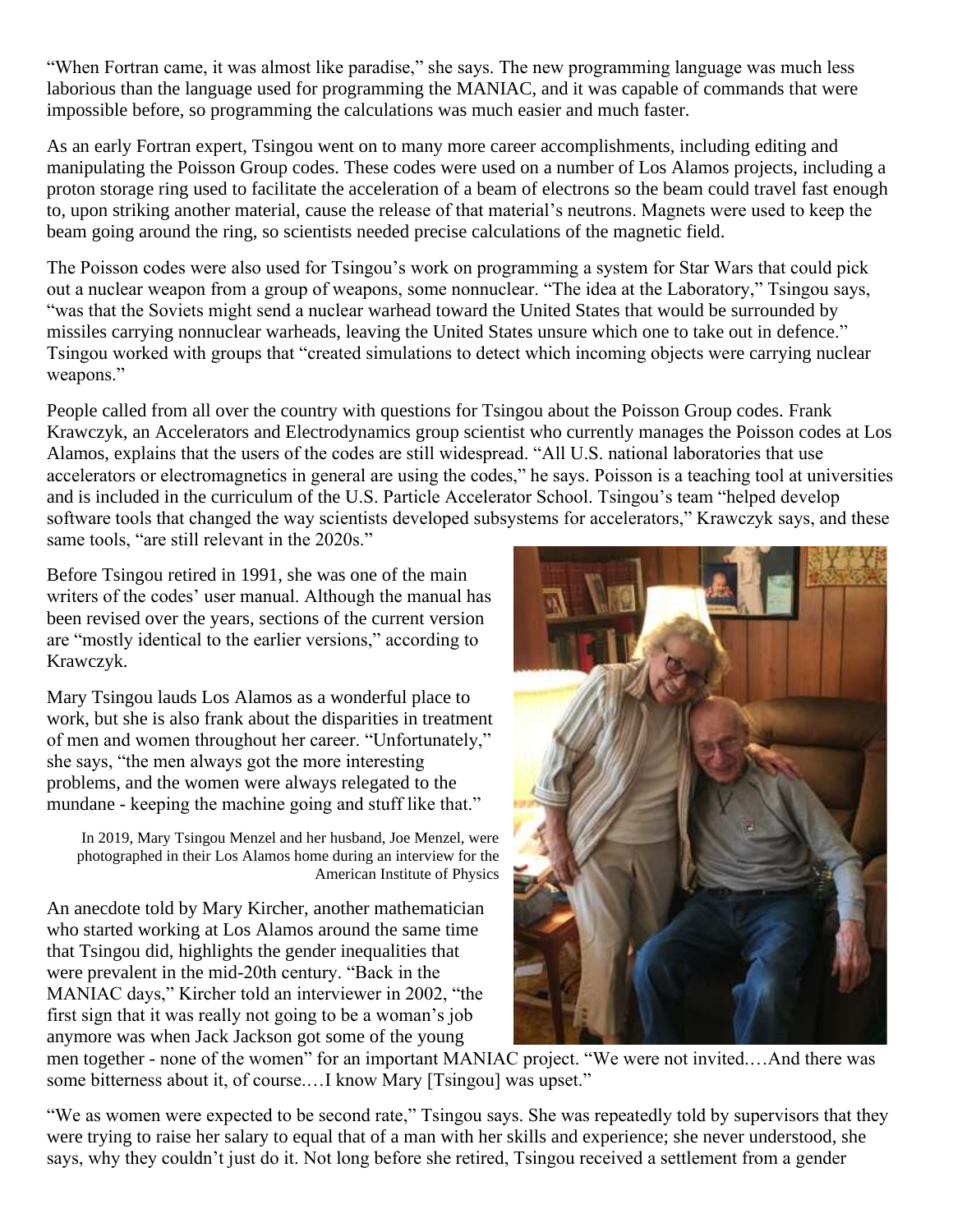"When Fortran came, it was almost like paradise," she says. The new programming language was much less laborious than the language used for programming the MANIAC, and it was capable of commands that were impossible before, so programming the calculations was much easier and much faster.

As an early Fortran expert, Tsingou went on to many more career accomplishments, including editing and manipulating the Poisson Group codes. These codes were used on a number of Los Alamos projects, including a proton storage ring used to facilitate the acceleration of a beam of electrons so the beam could travel fast enough to, upon striking another material, cause the release of that material's neutrons. Magnets were used to keep the beam going around the ring, so scientists needed precise calculations of the magnetic field.

The Poisson codes were also used for Tsingou's work on programming a system for Star Wars that could pick out a nuclear weapon from a group of weapons, some nonnuclear. "The idea at the Laboratory," Tsingou says, "was that the Soviets might send a nuclear warhead toward the United States that would be surrounded by missiles carrying nonnuclear warheads, leaving the United States unsure which one to take out in defence." Tsingou worked with groups that "created simulations to detect which incoming objects were carrying nuclear weapons."

People called from all over the country with questions for Tsingou about the Poisson Group codes. Frank Krawczyk, an Accelerators and Electrodynamics group scientist who currently manages the Poisson codes at Los Alamos, explains that the users of the codes are still widespread. "All U.S. national laboratories that use accelerators or electromagnetics in general are using the codes," he says. Poisson is a teaching tool at universities and is included in the curriculum of the U.S. Particle Accelerator School. Tsingou's team "helped develop software tools that changed the way scientists developed subsystems for accelerators," Krawczyk says, and these same tools, "are still relevant in the 2020s."

Before Tsingou retired in 1991, she was one of the main writers of the codes' user manual. Although the manual has been revised over the years, sections of the current version are "mostly identical to the earlier versions," according to Krawczyk.

Mary Tsingou lauds Los Alamos as a wonderful place to work, but she is also frank about the disparities in treatment of men and women throughout her career. "Unfortunately," she says, "the men always got the more interesting problems, and the women were always relegated to the mundane - keeping the machine going and stuff like that."

In 2019, Mary Tsingou Menzel and her husband, Joe Menzel, were photographed in their Los Alamos home during an interview for the American Institute of Physics

An anecdote told by Mary Kircher, another mathematician who started working at Los Alamos around the same time that Tsingou did, highlights the gender inequalities that were prevalent in the mid-20th century. "Back in the MANIAC days," Kircher told an interviewer in 2002, "the first sign that it was really not going to be a woman's job anymore was when Jack Jackson got some of the young men together - none of the women" for an important MANIAC project. "We were not invited.…And there was some bitterness about it, of course.…I know Mary [Tsingou] was upset."

"We as women were expected to be second rate," Tsingou says. She was repeatedly told by supervisors that they were trying to raise her salary to equal that of a man with her skills and experience; she never understood, she says, why they couldn't just do it. Not long before she retired, Tsingou received a settlement from a gender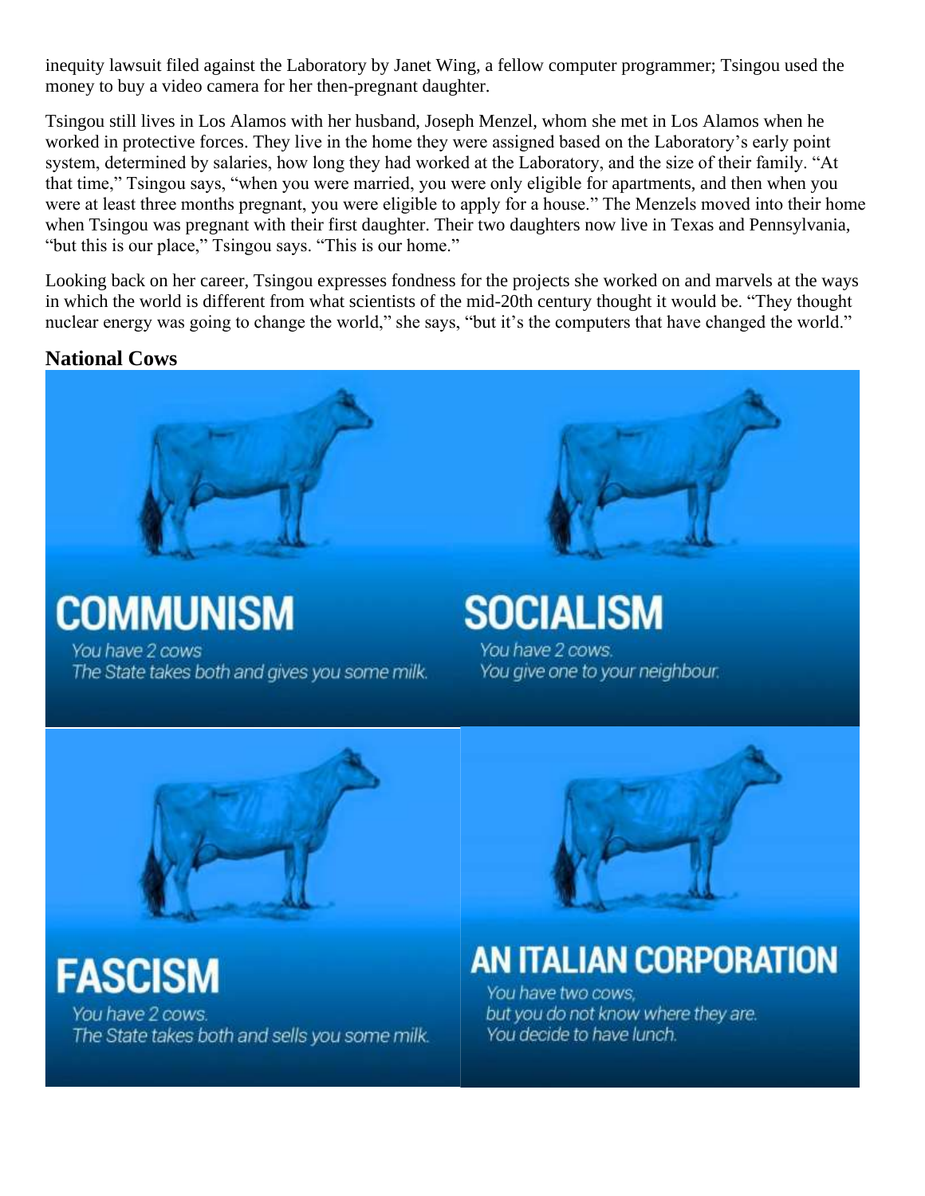inequity lawsuit filed against the Laboratory by Janet Wing, a fellow computer programmer; Tsingou used the money to buy a video camera for her then-pregnant daughter.

Tsingou still lives in Los Alamos with her husband, Joseph Menzel, whom she met in Los Alamos when he worked in protective forces. They live in the home they were assigned based on the Laboratory's early point system, determined by salaries, how long they had worked at the Laboratory, and the size of their family. "At that time," Tsingou says, "when you were married, you were only eligible for apartments, and then when you were at least three months pregnant, you were eligible to apply for a house." The Menzels moved into their home when Tsingou was pregnant with their first daughter. Their two daughters now live in Texas and Pennsylvania, "but this is our place," Tsingou says. "This is our home."

Looking back on her career, Tsingou expresses fondness for the projects she worked on and marvels at the ways in which the world is different from what scientists of the mid-20th century thought it would be. "They thought nuclear energy was going to change the world," she says, "but it's the computers that have changed the world."

## National Cows

**COMMUNISM**

You have 2 cows
The State takes both and gives you some milk.

**SOCIALISM**

You have 2 cows.
You give one to your neighbour.

**FASCISM**

You have 2 cows.
The State takes both and sells you some milk.

**AN ITALIAN CORPORATION**

You have two cows,
but you do not know where they are.
You decide to have lunch.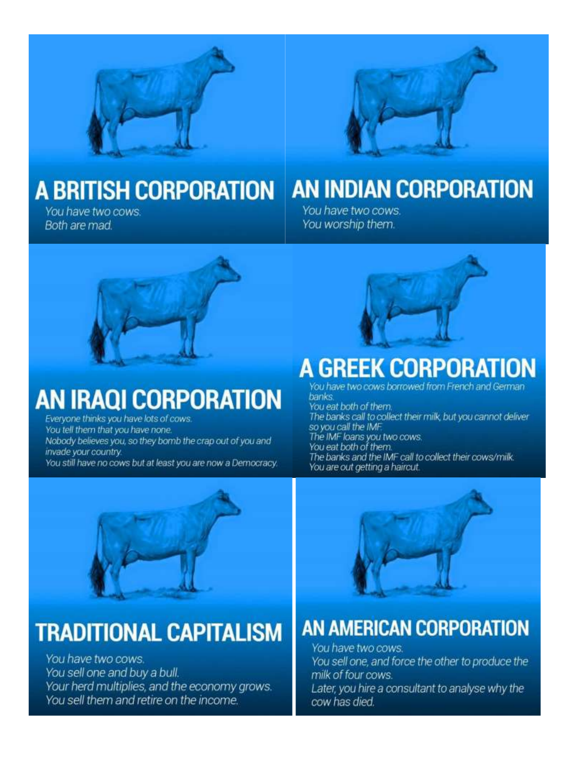## A BRITISH CORPORATION

You have two cows.
Both are mad.

## AN INDIAN CORPORATION

You have two cows.
You worship them.

## AN IRAQI CORPORATION

Everyone thinks you have lots of cows.
You tell them that you have none.
Nobody believes you, so they bomb the crap out of you and invade your country.
You still have no cows but at least you are now a Democracy.

## A GREEK CORPORATION

You have two cows borrowed from French and German banks.
You eat both of them.
The banks call to collect their milk, but you cannot deliver so you call the IMF.
The IMF loans you two cows.
You eat both of them.
The banks and the IMF call to collect their cows/milk.
You are out getting a haircut.

## TRADITIONAL CAPITALISM

You have two cows.
You sell one and buy a bull.
Your herd multiplies, and the economy grows.
You sell them and retire on the income.

## AN AMERICAN CORPORATION

You have two cows.
You sell one, and force the other to produce the milk of four cows.
Later, you hire a consultant to analyse why the cow has died.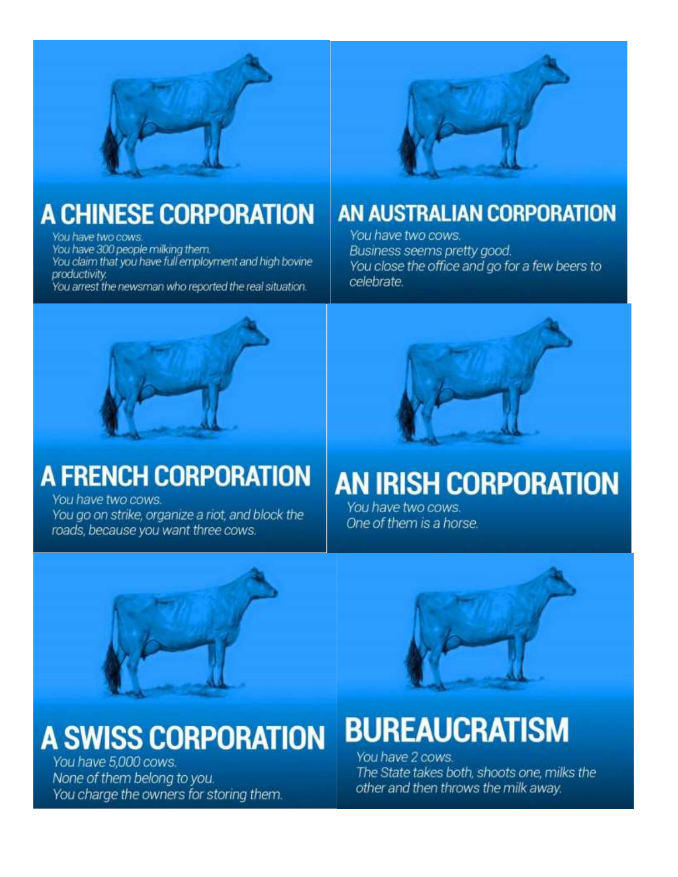## A CHINESE CORPORATION

You have two cows.
You have 300 people milking them.
You claim that you have full employment and high bovine productivity.
You arrest the newsman who reported the real situation.

## AN AUSTRALIAN CORPORATION

You have two cows.
Business seems pretty good.
You close the office and go for a few beers to celebrate.

## A FRENCH CORPORATION

You have two cows.
You go on strike, organize a riot, and block the roads, because you want three cows.

## AN IRISH CORPORATION

You have two cows.
One of them is a horse.

## A SWISS CORPORATION

You have 5,000 cows.
None of them belong to you.
You charge the owners for storing them.

## BUREAUCRATISM

You have 2 cows.
The State takes both, shoots one, milks the other and then throws the milk away.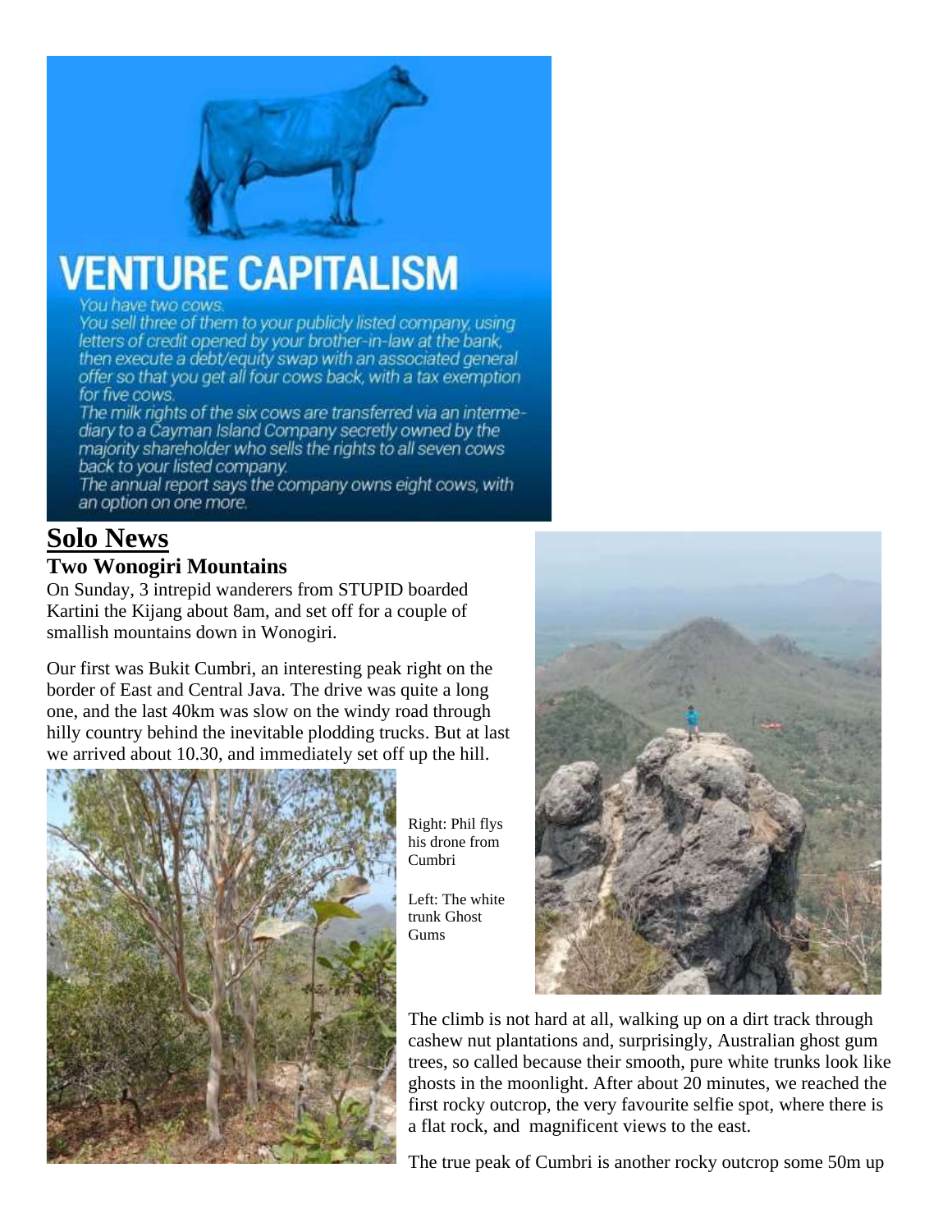# VENTURE CAPITALISM

You have two cows.
You sell three of them to your publicly listed company, using letters of credit opened by your brother-in-law at the bank, then execute a debt/equity swap with an associated general offer so that you get all four cows back, with a tax exemption for five cows.
The milk rights of the six cows are transferred via an intermediary to a Cayman Island Company secretly owned by the majority shareholder who sells the rights to all seven cows back to your listed company.
The annual report says the company owns eight cows, with an option on one more.

## Solo News

### Two Wonogiri Mountains

On Sunday, 3 intrepid wanderers from STUPID boarded Kartini the Kijang about 8am, and set off for a couple of smallish mountains down in Wonogiri.

Our first was Bukit Cumbri, an interesting peak right on the border of East and Central Java. The drive was quite a long one, and the last 40km was slow on the windy road through hilly country behind the inevitable plodding trucks. But at last we arrived about 10.30, and immediately set off up the hill.

Right: Phil flys his drone from Cumbri

Left: The white trunk Ghost Gums

The climb is not hard at all, walking up on a dirt track through cashew nut plantations and, surprisingly, Australian ghost gum trees, so called because their smooth, pure white trunks look like ghosts in the moonlight. After about 20 minutes, we reached the first rocky outcrop, the very favourite selfie spot, where there is a flat rock, and magnificent views to the east.

The true peak of Cumbri is another rocky outcrop some 50m up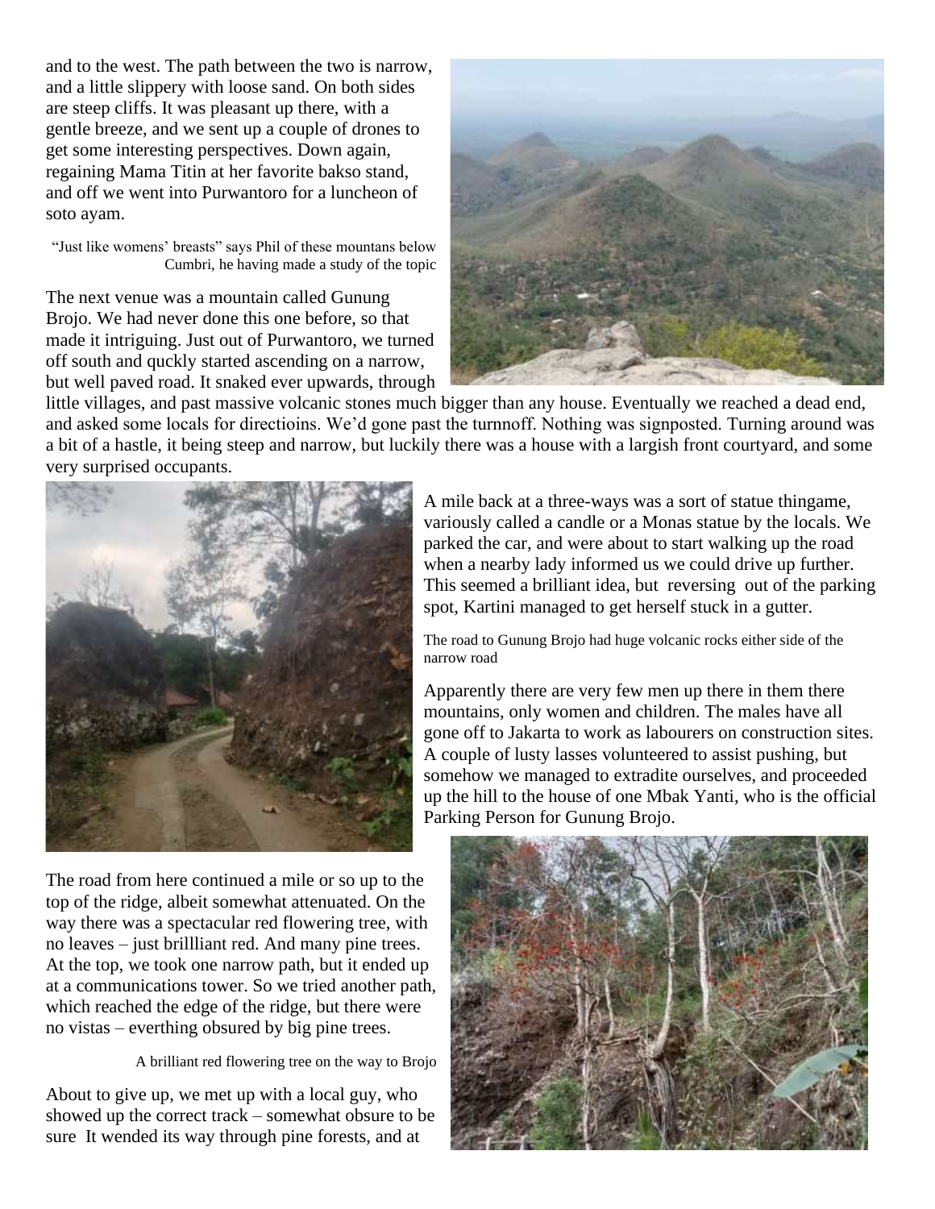and to the west. The path between the two is narrow, and a little slippery with loose sand. On both sides are steep cliffs. It was pleasant up there, with a gentle breeze, and we sent up a couple of drones to get some interesting perspectives. Down again, regaining Mama Titin at her favorite bakso stand, and off we went into Purwantoro for a luncheon of soto ayam.

"Just like womens' breasts" says Phil of these mountans below Cumbri, he having made a study of the topic

The next venue was a mountain called Gunung Brojo. We had never done this one before, so that made it intriguing. Just out of Purwantoro, we turned off south and quckly started ascending on a narrow, but well paved road. It snaked ever upwards, through little villages, and past massive volcanic stones much bigger than any house. Eventually we reached a dead end, and asked some locals for directioins. We'd gone past the turnnoff. Nothing was signposted. Turning around was a bit of a hastle, it being steep and narrow, but luckily there was a house with a largish front courtyard, and some very surprised occupants.

A mile back at a three-ways was a sort of statue thingame, variously called a candle or a Monas statue by the locals. We parked the car, and were about to start walking up the road when a nearby lady informed us we could drive up further. This seemed a brilliant idea, but reversing out of the parking spot, Kartini managed to get herself stuck in a gutter.

The road to Gunung Brojo had huge volcanic rocks either side of the narrow road

Apparently there are very few men up there in them there mountains, only women and children. The males have all gone off to Jakarta to work as labourers on construction sites. A couple of lusty lasses volunteered to assist pushing, but somehow we managed to extradite ourselves, and proceeded up the hill to the house of one Mbak Yanti, who is the official Parking Person for Gunung Brojo.

The road from here continued a mile or so up to the top of the ridge, albeit somewhat attenuated. On the way there was a spectacular red flowering tree, with no leaves – just brillliant red. And many pine trees. At the top, we took one narrow path, but it ended up at a communications tower. So we tried another path, which reached the edge of the ridge, but there were no vistas – everthing obsured by big pine trees.

A brilliant red flowering tree on the way to Brojo

About to give up, we met up with a local guy, who showed up the correct track – somewhat obsure to be sure It wended its way through pine forests, and at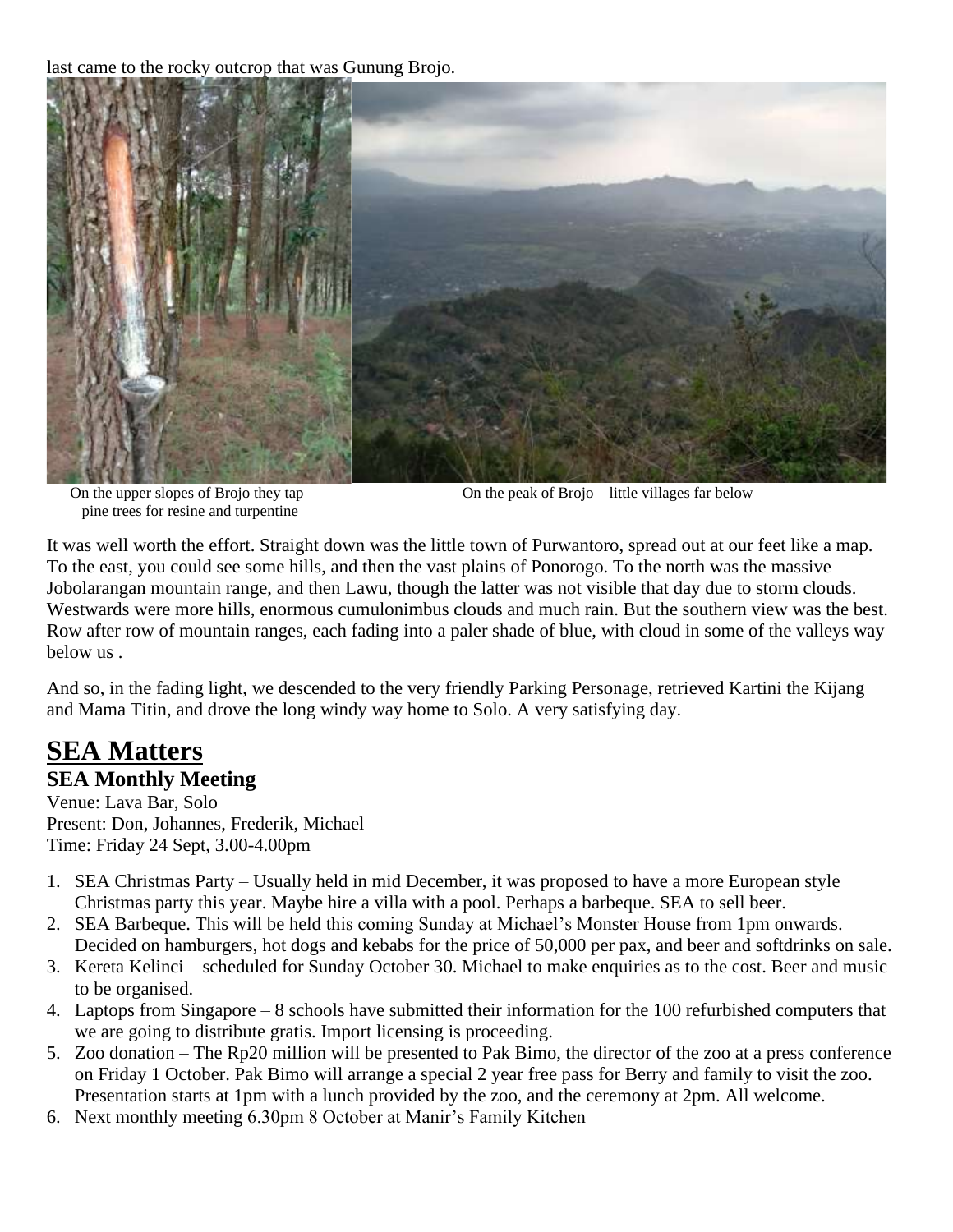last came to the rocky outcrop that was Gunung Brojo.

On the upper slopes of Brojo they tap pine trees for resine and turpentine

On the peak of Brojo – little villages far below

It was well worth the effort. Straight down was the little town of Purwantoro, spread out at our feet like a map. To the east, you could see some hills, and then the vast plains of Ponorogo. To the north was the massive Jobolarangan mountain range, and then Lawu, though the latter was not visible that day due to storm clouds. Westwards were more hills, enormous cumulonimbus clouds and much rain. But the southern view was the best. Row after row of mountain ranges, each fading into a paler shade of blue, with cloud in some of the valleys way below us .

And so, in the fading light, we descended to the very friendly Parking Personage, retrieved Kartini the Kijang and Mama Titin, and drove the long windy way home to Solo. A very satisfying day.

# SEA Matters

## SEA Monthly Meeting

Venue: Lava Bar, Solo
Present: Don, Johannes, Frederik, Michael
Time: Friday 24 Sept, 3.00-4.00pm

1. SEA Christmas Party – Usually held in mid December, it was proposed to have a more European style Christmas party this year. Maybe hire a villa with a pool. Perhaps a barbeque. SEA to sell beer.
2. SEA Barbeque. This will be held this coming Sunday at Michael's Monster House from 1pm onwards. Decided on hamburgers, hot dogs and kebabs for the price of 50,000 per pax, and beer and softdrinks on sale.
3. Kereta Kelinci – scheduled for Sunday October 30. Michael to make enquiries as to the cost. Beer and music to be organised.
4. Laptops from Singapore – 8 schools have submitted their information for the 100 refurbished computers that we are going to distribute gratis. Import licensing is proceeding.
5. Zoo donation – The Rp20 million will be presented to Pak Bimo, the director of the zoo at a press conference on Friday 1 October. Pak Bimo will arrange a special 2 year free pass for Berry and family to visit the zoo. Presentation starts at 1pm with a lunch provided by the zoo, and the ceremony at 2pm. All welcome.
6. Next monthly meeting 6.30pm 8 October at Manir's Family Kitchen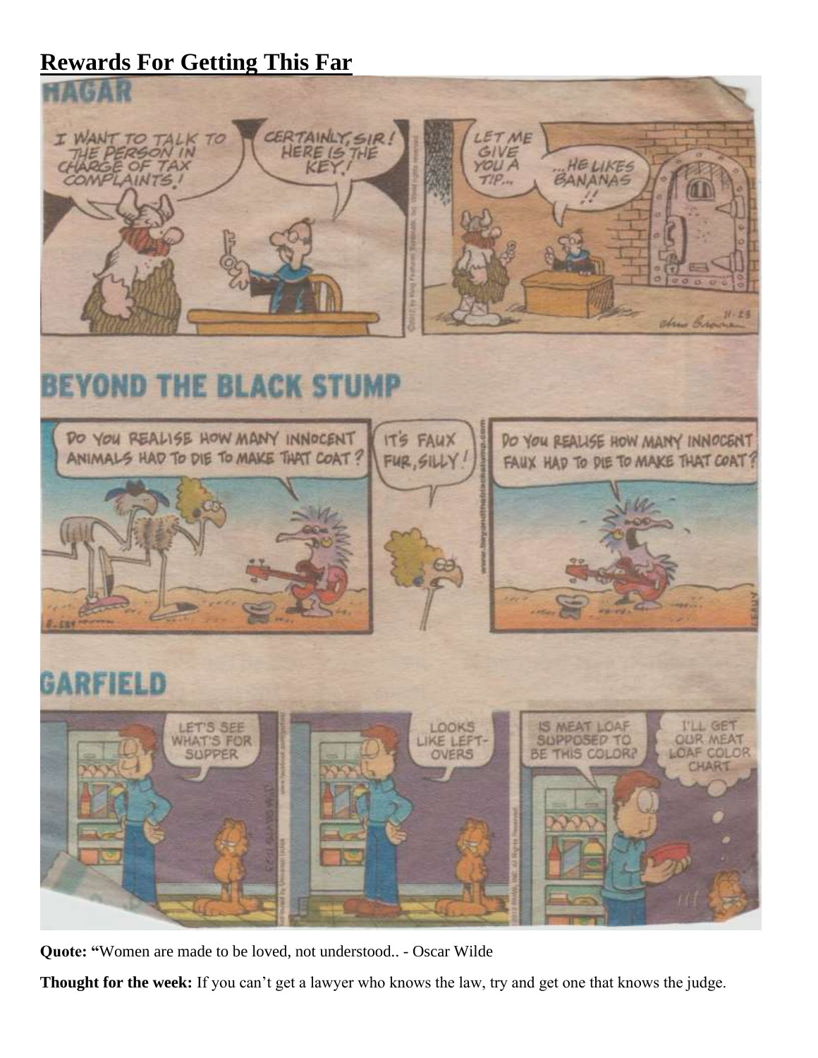## Rewards For Getting This Far

**Quote: "**Women are made to be loved, not understood.. - Oscar Wilde

**Thought for the week:** If you can't get a lawyer who knows the law, try and get one that knows the judge.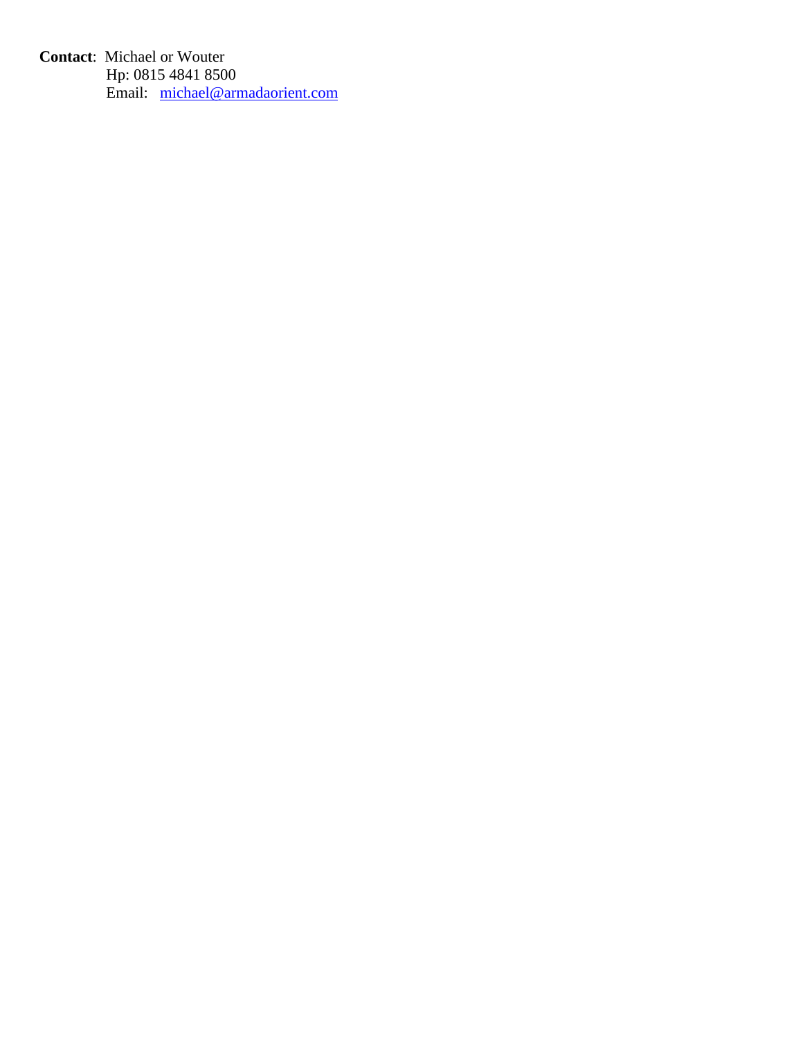**Contact**: Michael or Wouter
Hp: 0815 4841 8500
Email: michael@armadaorient.com